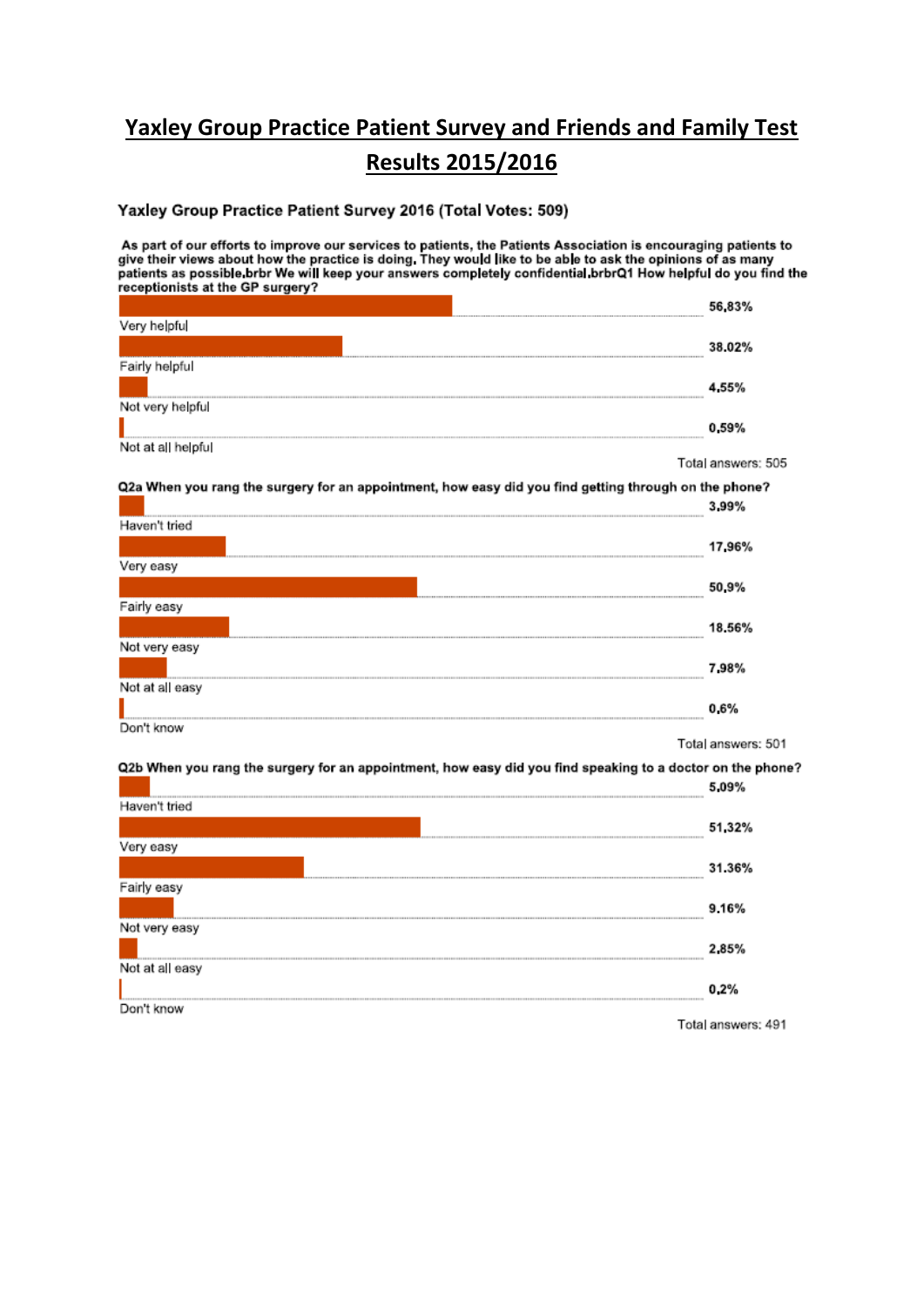# Yaxley Group Practice Patient Survey and Friends and Family Test Results 2015/2016

## Yaxley Group Practice Patient Survey 2016 (Total Votes: 509)

**As part of our efforts to improve our services to patients, the Patients Association is encouraging patients to give their views about how the practice is doing. They would like to be able to ask the opinions of as many patients as possible.brbr We will keep your answers completely confidential.brbrQ1 How helpful do you find the receptionists at the GP surgery?**

| Answer | % |
|---|---|
| Very helpful | 56.83% |
| Fairly helpful | 38.02% |
| Not very helpful | 4.55% |
| Not at all helpful | 0.59% |

Total answers: 505

**Q2a When you rang the surgery for an appointment, how easy did you find getting through on the phone?**

| Answer | % |
|---|---|
| Haven't tried | 3.99% |
| Very easy | 17.96% |
| Fairly easy | 50.9% |
| Not very easy | 18.56% |
| Not at all easy | 7.98% |
| Don't know | 0.6% |

Total answers: 501

**Q2b When you rang the surgery for an appointment, how easy did you find speaking to a doctor on the phone?**

| Answer | % |
|---|---|
| Haven't tried | 5.09% |
| Very easy | 51.32% |
| Fairly easy | 31.36% |
| Not very easy | 9.16% |
| Not at all easy | 2.85% |
| Don't know | 0.2% |

Total answers: 491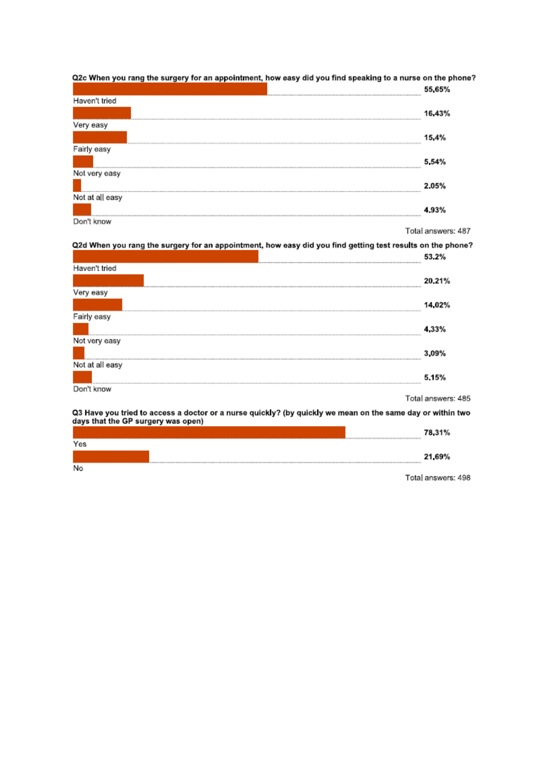**Q2c When you rang the surgery for an appointment, how easy did you find speaking to a nurse on the phone?**

| Answer | Percentage |
| --- | --- |
| Haven't tried | 55,65% |
| Very easy | 16,43% |
| Fairly easy | 15,4% |
| Not very easy | 5,54% |
| Not at all easy | 2,05% |
| Don't know | 4,93% |

Total answers: 487

**Q2d When you rang the surgery for an appointment, how easy did you find getting test results on the phone?**

| Answer | Percentage |
| --- | --- |
| Haven't tried | 53,2% |
| Very easy | 20,21% |
| Fairly easy | 14,02% |
| Not very easy | 4,33% |
| Not at all easy | 3,09% |
| Don't know | 5,15% |

Total answers: 485

**Q3 Have you tried to access a doctor or a nurse quickly? (by quickly we mean on the same day or within two days that the GP surgery was open)**

| Answer | Percentage |
| --- | --- |
| Yes | 78,31% |
| No | 21,69% |

Total answers: 498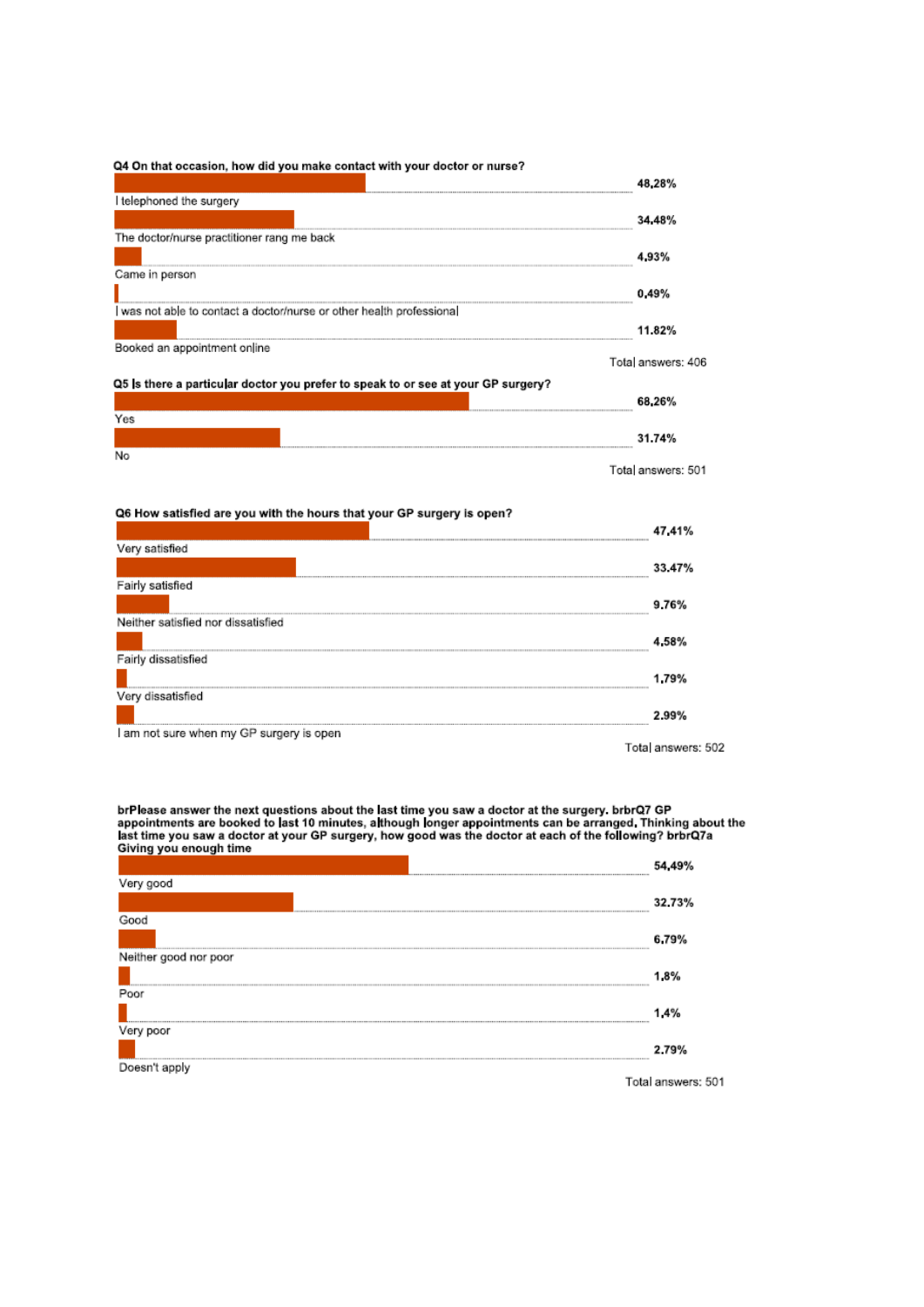**Q4 On that occasion, how did you make contact with your doctor or nurse?**

| Response | Percentage |
|---|---|
| I telephoned the surgery | 48,28% |
| The doctor/nurse practitioner rang me back | 34,48% |
| Came in person | 4,93% |
| I was not able to contact a doctor/nurse or other health professional | 0,49% |
| Booked an appointment online | 11.82% |

Total answers: 406

**Q5 Is there a particular doctor you prefer to speak to or see at your GP surgery?**

| Response | Percentage |
|---|---|
| Yes | 68,26% |
| No | 31.74% |

Total answers: 501

**Q6 How satisfied are you with the hours that your GP surgery is open?**

| Response | Percentage |
|---|---|
| Very satisfied | 47,41% |
| Fairly satisfied | 33.47% |
| Neither satisfied nor dissatisfied | 9.76% |
| Fairly dissatisfied | 4,58% |
| Very dissatisfied | 1,79% |
| I am not sure when my GP surgery is open | 2.99% |

Total answers: 502

**brPlease answer the next questions about the last time you saw a doctor at the surgery. brbrQ7 GP appointments are booked to last 10 minutes, although longer appointments can be arranged. Thinking about the last time you saw a doctor at your GP surgery, how good was the doctor at each of the following? brbrQ7a Giving you enough time**

| Response | Percentage |
|---|---|
| Very good | 54,49% |
| Good | 32.73% |
| Neither good nor poor | 6,79% |
| Poor | 1,8% |
| Very poor | 1,4% |
| Doesn't apply | 2.79% |

Total answers: 501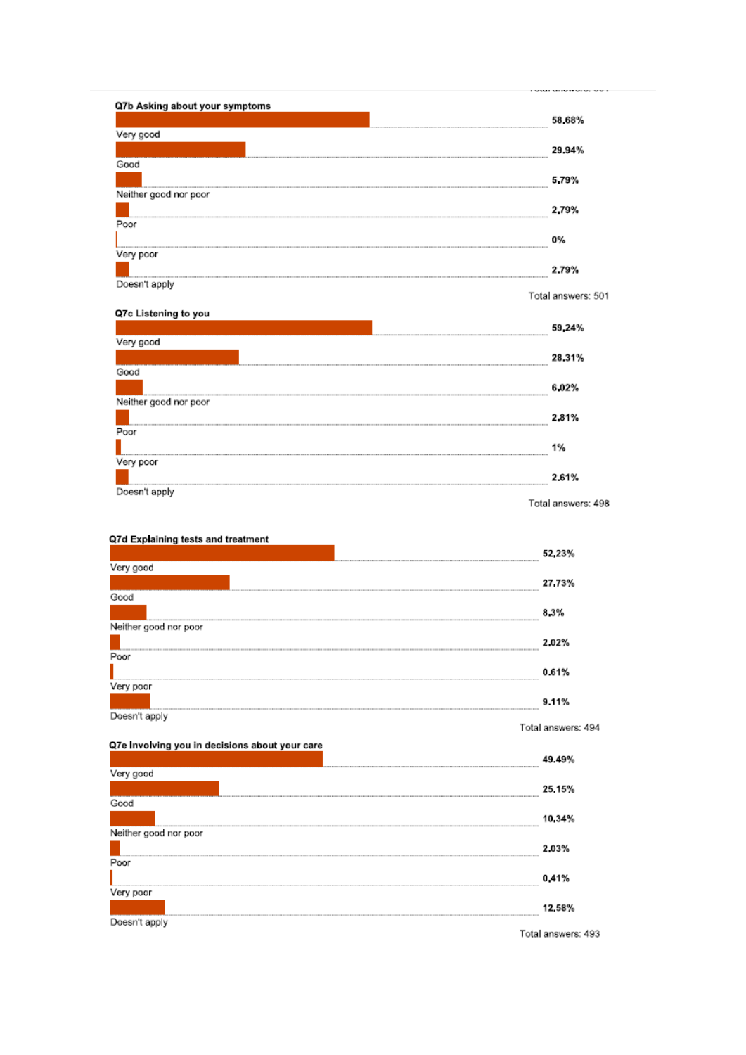### Q7b Asking about your symptoms

| Response | Percentage |
| --- | --- |
| Very good | 58,68% |
| Good | 29,94% |
| Neither good nor poor | 5,79% |
| Poor | 2,79% |
| Very poor | 0% |
| Doesn't apply | 2,79% |

Total answers: 501

### Q7c Listening to you

| Response | Percentage |
| --- | --- |
| Very good | 59,24% |
| Good | 28,31% |
| Neither good nor poor | 6,02% |
| Poor | 2,81% |
| Very poor | 1% |
| Doesn't apply | 2,61% |

Total answers: 498

### Q7d Explaining tests and treatment

| Response | Percentage |
| --- | --- |
| Very good | 52,23% |
| Good | 27,73% |
| Neither good nor poor | 8,3% |
| Poor | 2,02% |
| Very poor | 0,61% |
| Doesn't apply | 9,11% |

Total answers: 494

### Q7e Involving you in decisions about your care

| Response | Percentage |
| --- | --- |
| Very good | 49,49% |
| Good | 25,15% |
| Neither good nor poor | 10,34% |
| Poor | 2,03% |
| Very poor | 0,41% |
| Doesn't apply | 12,58% |

Total answers: 493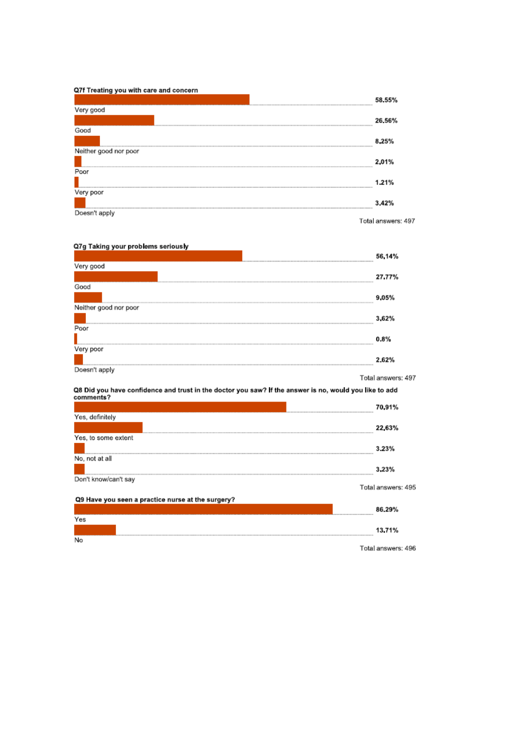**Q7f Treating you with care and concern**

| Response | Percentage |
| --- | --- |
| Very good | 58.55% |
| Good | 26.56% |
| Neither good nor poor | 8.25% |
| Poor | 2.01% |
| Very poor | 1.21% |
| Doesn't apply | 3.42% |

Total answers: 497

**Q7g Taking your problems seriously**

| Response | Percentage |
| --- | --- |
| Very good | 56.14% |
| Good | 27.77% |
| Neither good nor poor | 9.05% |
| Poor | 3.62% |
| Very poor | 0.8% |
| Doesn't apply | 2.62% |

Total answers: 497

**Q8 Did you have confidence and trust in the doctor you saw? If the answer is no, would you like to add comments?**

| Response | Percentage |
| --- | --- |
| Yes, definitely | 70.91% |
| Yes, to some extent | 22.63% |
| No, not at all | 3.23% |
| Don't know/can't say | 3.23% |

Total answers: 495

**Q9 Have you seen a practice nurse at the surgery?**

| Response | Percentage |
| --- | --- |
| Yes | 86.29% |
| No | 13.71% |

Total answers: 496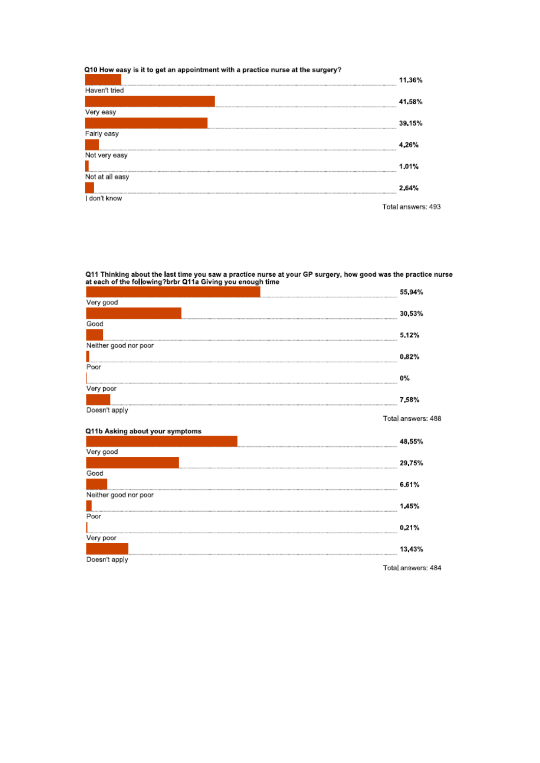**Q10 How easy is it to get an appointment with a practice nurse at the surgery?**

| Response | Percentage |
|---|---|
| Haven't tried | 11.36% |
| Very easy | 41.58% |
| Fairly easy | 39.15% |
| Not very easy | 4.26% |
| Not at all easy | 1.01% |
| I don't know | 2.64% |

Total answers: 493

**Q11 Thinking about the last time you saw a practice nurse at your GP surgery, how good was the practice nurse at each of the following?brbr Q11a Giving you enough time**

| Response | Percentage |
|---|---|
| Very good | 55.94% |
| Good | 30.53% |
| Neither good nor poor | 5.12% |
| Poor | 0.82% |
| Very poor | 0% |
| Doesn't apply | 7.58% |

Total answers: 488

**Q11b Asking about your symptoms**

| Response | Percentage |
|---|---|
| Very good | 48.55% |
| Good | 29.75% |
| Neither good nor poor | 6.61% |
| Poor | 1.45% |
| Very poor | 0.21% |
| Doesn't apply | 13.43% |

Total answers: 484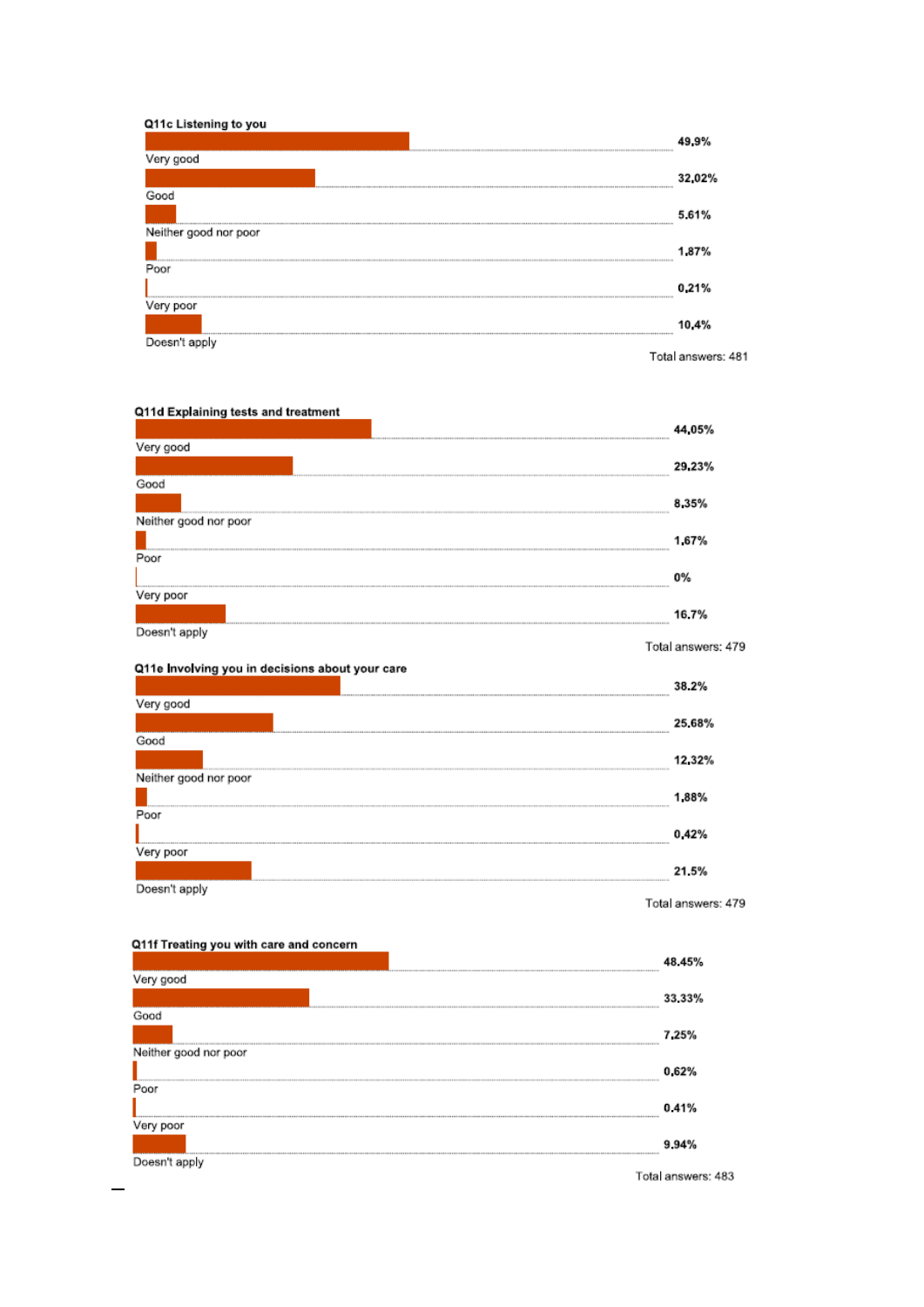**Q11c Listening to you**

| Response | Percentage |
| --- | --- |
| Very good | 49,9% |
| Good | 32,02% |
| Neither good nor poor | 5,61% |
| Poor | 1,87% |
| Very poor | 0,21% |
| Doesn't apply | 10,4% |

Total answers: 481

**Q11d Explaining tests and treatment**

| Response | Percentage |
| --- | --- |
| Very good | 44,05% |
| Good | 29,23% |
| Neither good nor poor | 8,35% |
| Poor | 1,67% |
| Very poor | 0% |
| Doesn't apply | 16.7% |

Total answers: 479

**Q11e Involving you in decisions about your care**

| Response | Percentage |
| --- | --- |
| Very good | 38.2% |
| Good | 25,68% |
| Neither good nor poor | 12,32% |
| Poor | 1,88% |
| Very poor | 0,42% |
| Doesn't apply | 21.5% |

Total answers: 479

**Q11f Treating you with care and concern**

| Response | Percentage |
| --- | --- |
| Very good | 48.45% |
| Good | 33.33% |
| Neither good nor poor | 7,25% |
| Poor | 0,62% |
| Very poor | 0.41% |
| Doesn't apply | 9.94% |

Total answers: 483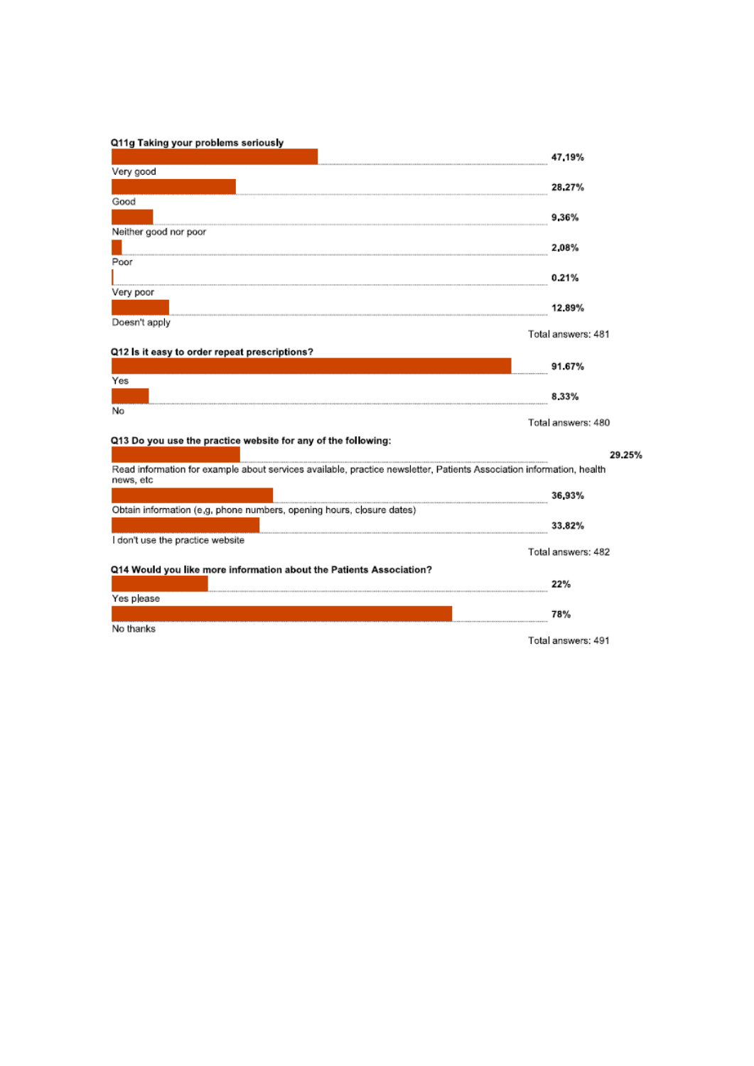**Q11g Taking your problems seriously**

| Response | Percentage |
|---|---|
| Very good | 47,19% |
| Good | 28,27% |
| Neither good nor poor | 9,36% |
| Poor | 2,08% |
| Very poor | 0.21% |
| Doesn't apply | 12,89% |

Total answers: 481

**Q12 Is it easy to order repeat prescriptions?**

| Response | Percentage |
|---|---|
| Yes | 91.67% |
| No | 8,33% |

Total answers: 480

**Q13 Do you use the practice website for any of the following:**

| Response | Percentage |
|---|---|
| Read information for example about services available, practice newsletter, Patients Association information, health news, etc | 29.25% |
| Obtain information (e,g, phone numbers, opening hours, closure dates) | 36,93% |
| I don't use the practice website | 33.82% |

Total answers: 482

**Q14 Would you like more information about the Patients Association?**

| Response | Percentage |
|---|---|
| Yes please | 22% |
| No thanks | 78% |

Total answers: 491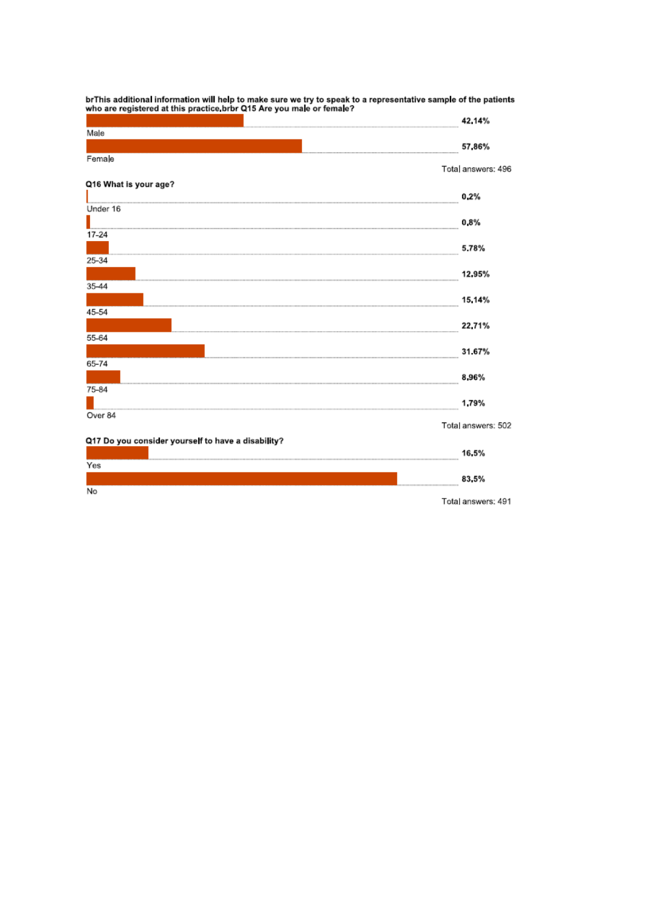**brThis additional information will help to make sure we try to speak to a representative sample of the patients who are registered at this practice.brbr Q15 Are you male or female?**

| Answer | Percentage |
|---|---|
| Male | 42.14% |
| Female | 57.86% |

Total answers: 496

**Q16 What is your age?**

| Answer | Percentage |
|---|---|
| Under 16 | 0.2% |
| 17-24 | 0.8% |
| 25-34 | 5.78% |
| 35-44 | 12.95% |
| 45-54 | 15.14% |
| 55-64 | 22.71% |
| 65-74 | 31.67% |
| 75-84 | 8.96% |
| Over 84 | 1.79% |

Total answers: 502

**Q17 Do you consider yourself to have a disability?**

| Answer | Percentage |
|---|---|
| Yes | 16.5% |
| No | 83.5% |

Total answers: 491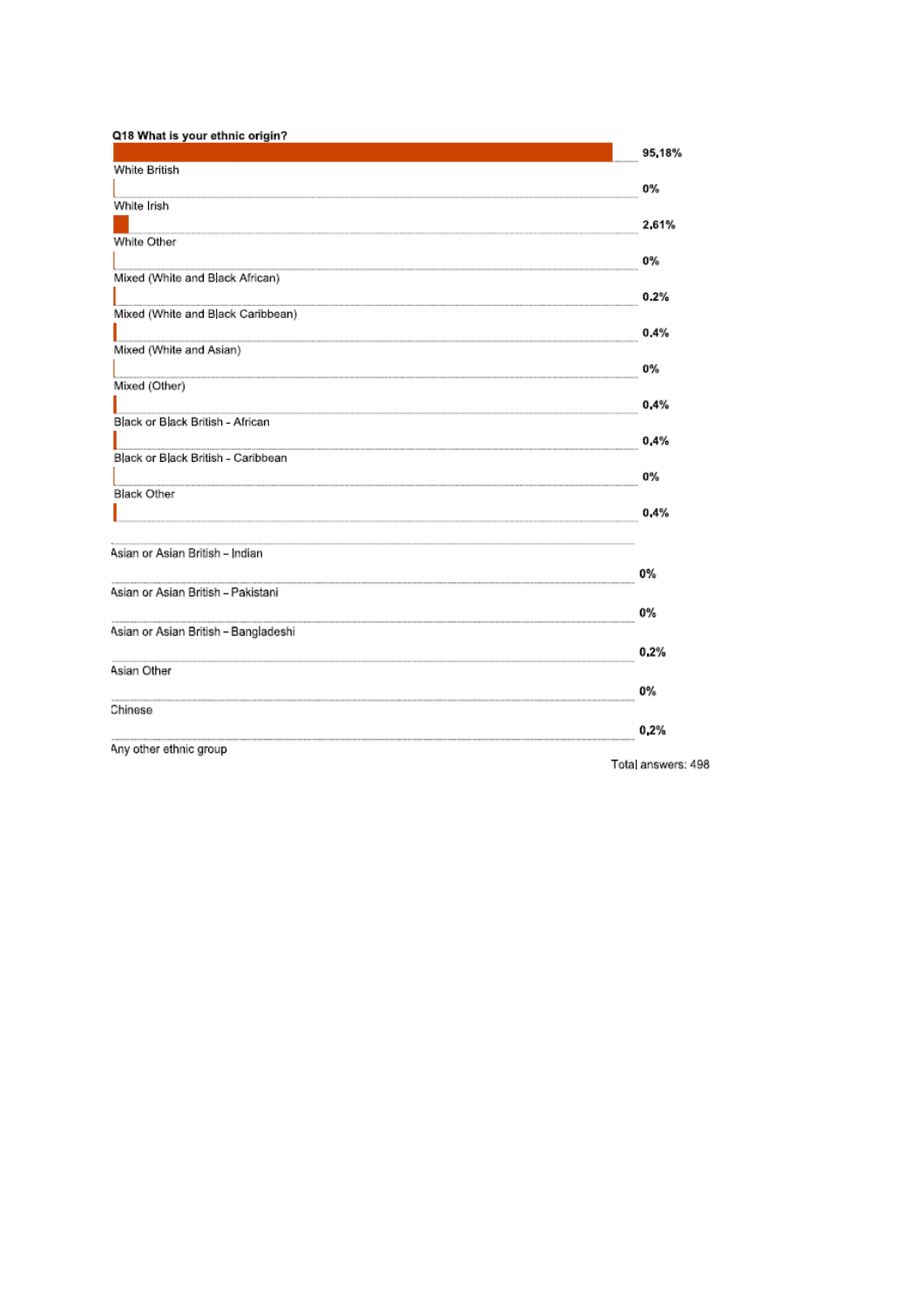**Q18 What is your ethnic origin?**

95.18%

White British

0%

White Irish

2.61%

White Other

0%

Mixed (White and Black African)

0.2%

Mixed (White and Black Caribbean)

0.4%

Mixed (White and Asian)

0%

Mixed (Other)

0.4%

Black or Black British – African

0.4%

Black or Black British – Caribbean

0%

Black Other

0.4%

Asian or Asian British – Indian

0%

Asian or Asian British – Pakistani

0%

Asian or Asian British – Bangladeshi

0.2%

Asian Other

0%

Chinese

0.2%

Any other ethnic group

Total answers: 498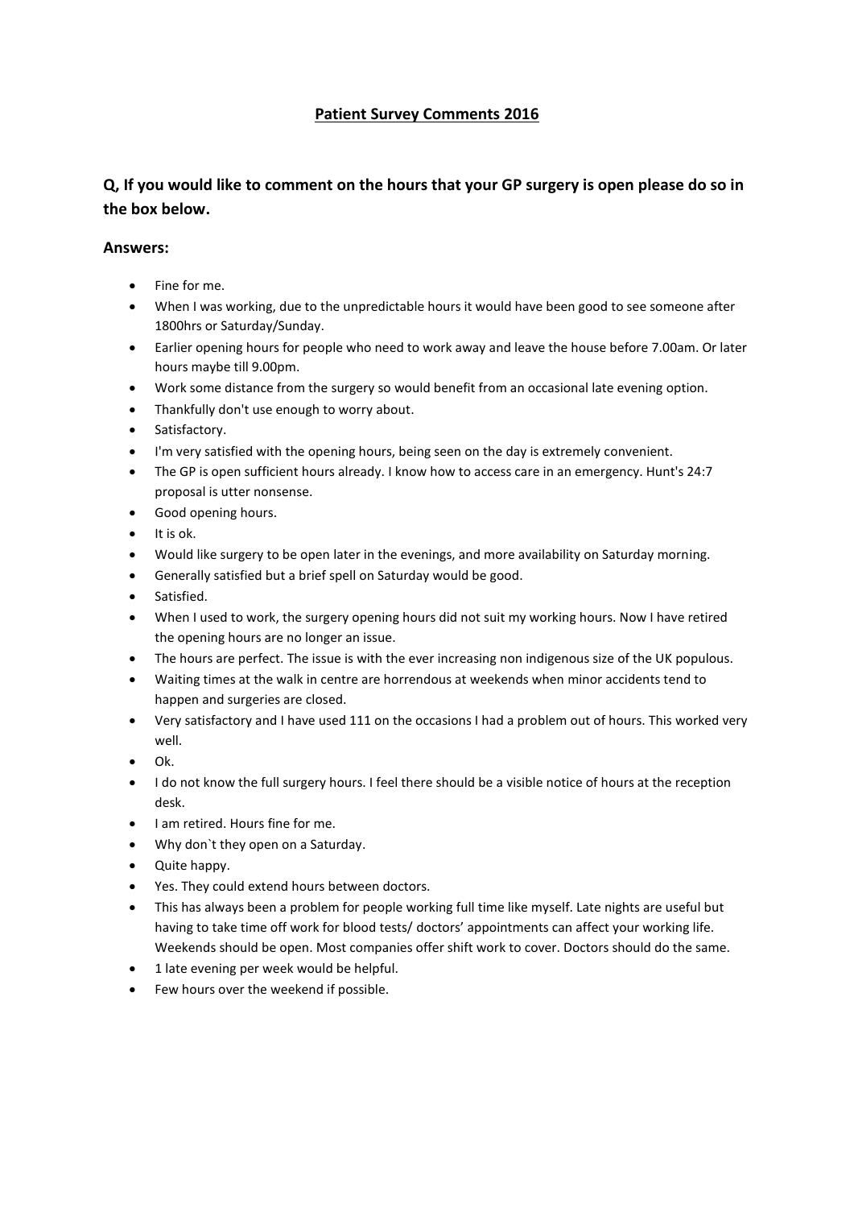# Patient Survey Comments 2016

## Q, If you would like to comment on the hours that your GP surgery is open please do so in the box below.

### Answers:

- Fine for me.
- When I was working, due to the unpredictable hours it would have been good to see someone after 1800hrs or Saturday/Sunday.
- Earlier opening hours for people who need to work away and leave the house before 7.00am. Or later hours maybe till 9.00pm.
- Work some distance from the surgery so would benefit from an occasional late evening option.
- Thankfully don't use enough to worry about.
- Satisfactory.
- I'm very satisfied with the opening hours, being seen on the day is extremely convenient.
- The GP is open sufficient hours already. I know how to access care in an emergency. Hunt's 24:7 proposal is utter nonsense.
- Good opening hours.
- It is ok.
- Would like surgery to be open later in the evenings, and more availability on Saturday morning.
- Generally satisfied but a brief spell on Saturday would be good.
- Satisfied.
- When I used to work, the surgery opening hours did not suit my working hours. Now I have retired the opening hours are no longer an issue.
- The hours are perfect. The issue is with the ever increasing non indigenous size of the UK populous.
- Waiting times at the walk in centre are horrendous at weekends when minor accidents tend to happen and surgeries are closed.
- Very satisfactory and I have used 111 on the occasions I had a problem out of hours. This worked very well.
- Ok.
- I do not know the full surgery hours. I feel there should be a visible notice of hours at the reception desk.
- I am retired. Hours fine for me.
- Why don`t they open on a Saturday.
- Quite happy.
- Yes. They could extend hours between doctors.
- This has always been a problem for people working full time like myself. Late nights are useful but having to take time off work for blood tests/ doctors' appointments can affect your working life. Weekends should be open. Most companies offer shift work to cover. Doctors should do the same.
- 1 late evening per week would be helpful.
- Few hours over the weekend if possible.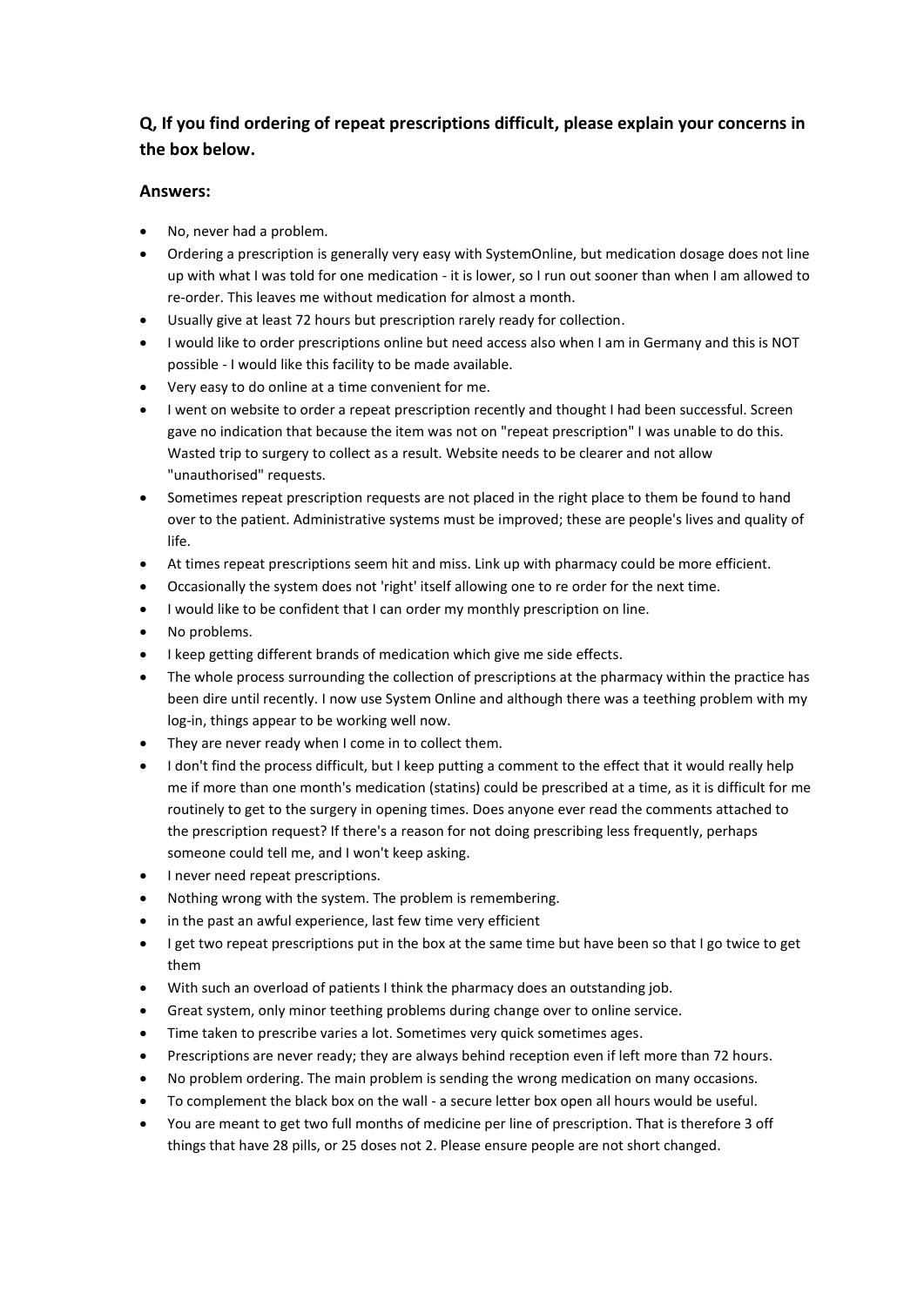### Q, If you find ordering of repeat prescriptions difficult, please explain your concerns in the box below.

#### Answers:

- No, never had a problem.
- Ordering a prescription is generally very easy with SystemOnline, but medication dosage does not line up with what I was told for one medication - it is lower, so I run out sooner than when I am allowed to re-order. This leaves me without medication for almost a month.
- Usually give at least 72 hours but prescription rarely ready for collection.
- I would like to order prescriptions online but need access also when I am in Germany and this is NOT possible - I would like this facility to be made available.
- Very easy to do online at a time convenient for me.
- I went on website to order a repeat prescription recently and thought I had been successful. Screen gave no indication that because the item was not on "repeat prescription" I was unable to do this. Wasted trip to surgery to collect as a result. Website needs to be clearer and not allow "unauthorised" requests.
- Sometimes repeat prescription requests are not placed in the right place to them be found to hand over to the patient. Administrative systems must be improved; these are people's lives and quality of life.
- At times repeat prescriptions seem hit and miss. Link up with pharmacy could be more efficient.
- Occasionally the system does not 'right' itself allowing one to re order for the next time.
- I would like to be confident that I can order my monthly prescription on line.
- No problems.
- I keep getting different brands of medication which give me side effects.
- The whole process surrounding the collection of prescriptions at the pharmacy within the practice has been dire until recently. I now use System Online and although there was a teething problem with my log-in, things appear to be working well now.
- They are never ready when I come in to collect them.
- I don't find the process difficult, but I keep putting a comment to the effect that it would really help me if more than one month's medication (statins) could be prescribed at a time, as it is difficult for me routinely to get to the surgery in opening times. Does anyone ever read the comments attached to the prescription request? If there's a reason for not doing prescribing less frequently, perhaps someone could tell me, and I won't keep asking.
- I never need repeat prescriptions.
- Nothing wrong with the system. The problem is remembering.
- in the past an awful experience, last few time very efficient
- I get two repeat prescriptions put in the box at the same time but have been so that I go twice to get them
- With such an overload of patients I think the pharmacy does an outstanding job.
- Great system, only minor teething problems during change over to online service.
- Time taken to prescribe varies a lot. Sometimes very quick sometimes ages.
- Prescriptions are never ready; they are always behind reception even if left more than 72 hours.
- No problem ordering. The main problem is sending the wrong medication on many occasions.
- To complement the black box on the wall - a secure letter box open all hours would be useful.
- You are meant to get two full months of medicine per line of prescription. That is therefore 3 off things that have 28 pills, or 25 doses not 2. Please ensure people are not short changed.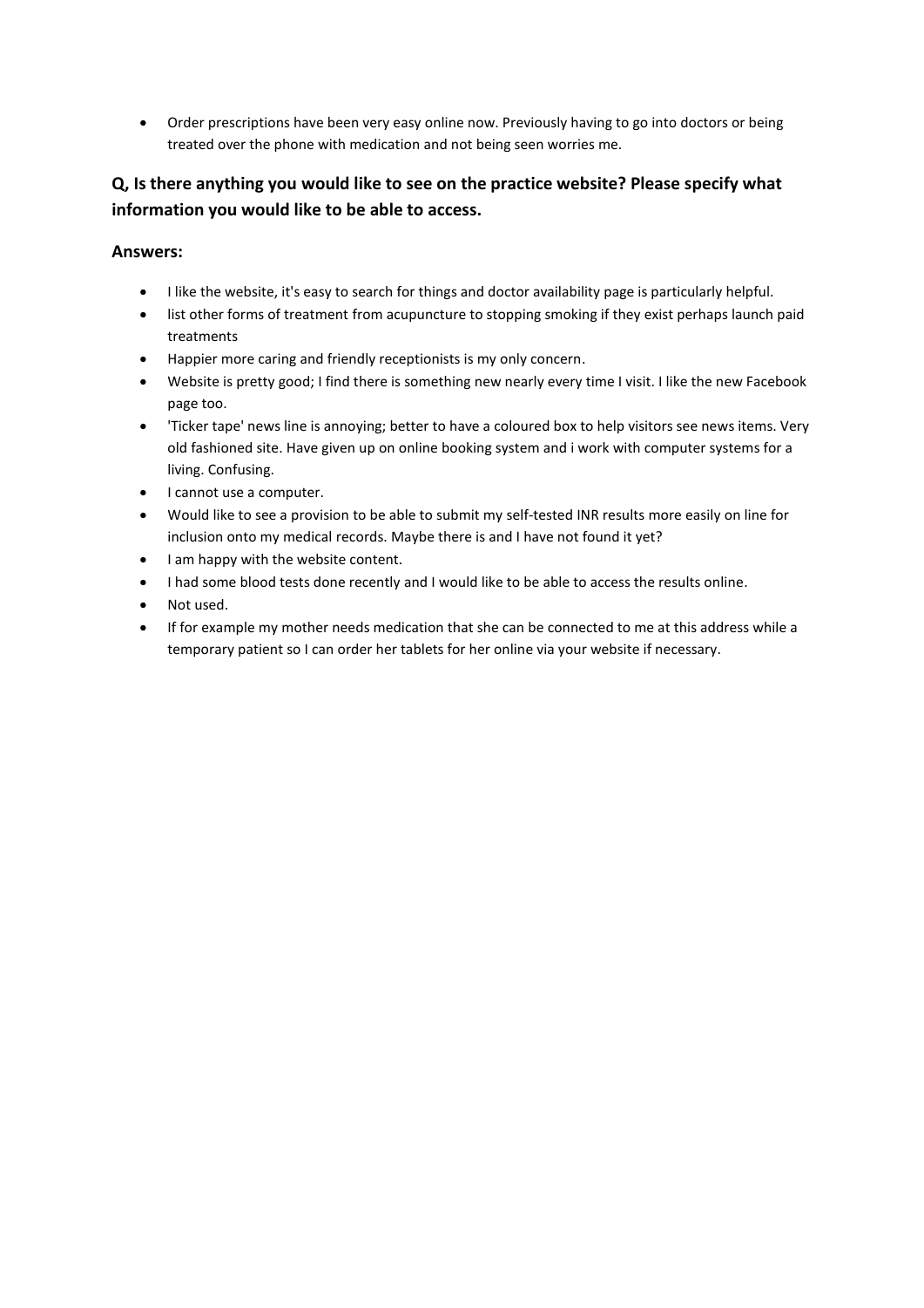- Order prescriptions have been very easy online now. Previously having to go into doctors or being treated over the phone with medication and not being seen worries me.

## Q, Is there anything you would like to see on the practice website? Please specify what information you would like to be able to access.

### Answers:

- I like the website, it's easy to search for things and doctor availability page is particularly helpful.
- list other forms of treatment from acupuncture to stopping smoking if they exist perhaps launch paid treatments
- Happier more caring and friendly receptionists is my only concern.
- Website is pretty good; I find there is something new nearly every time I visit. I like the new Facebook page too.
- 'Ticker tape' news line is annoying; better to have a coloured box to help visitors see news items. Very old fashioned site. Have given up on online booking system and i work with computer systems for a living. Confusing.
- I cannot use a computer.
- Would like to see a provision to be able to submit my self-tested INR results more easily on line for inclusion onto my medical records. Maybe there is and I have not found it yet?
- I am happy with the website content.
- I had some blood tests done recently and I would like to be able to access the results online.
- Not used.
- If for example my mother needs medication that she can be connected to me at this address while a temporary patient so I can order her tablets for her online via your website if necessary.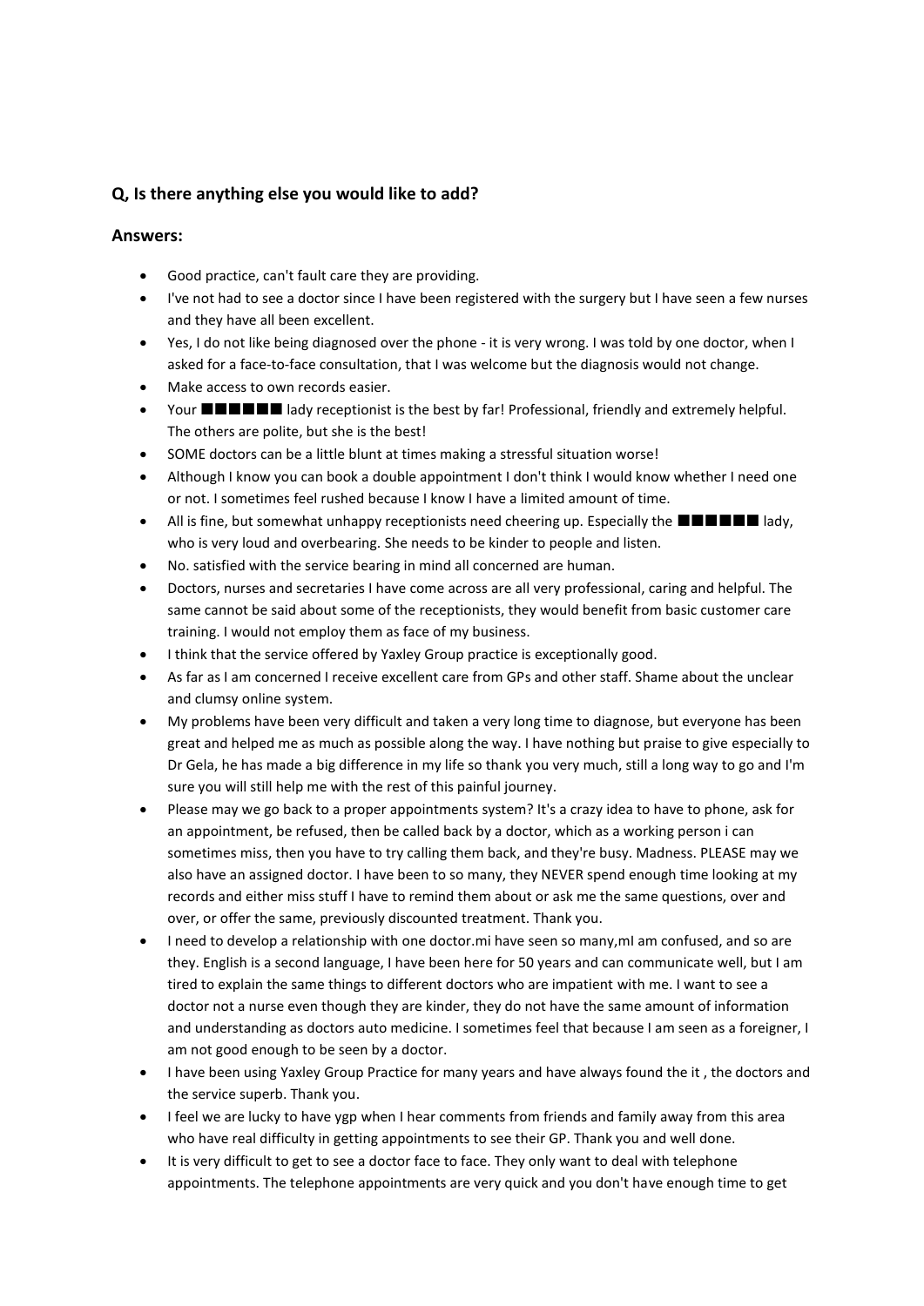**Q, Is there anything else you would like to add?**

**Answers:**

- Good practice, can't fault care they are providing.
- I've not had to see a doctor since I have been registered with the surgery but I have seen a few nurses and they have all been excellent.
- Yes, I do not like being diagnosed over the phone - it is very wrong. I was told by one doctor, when I asked for a face-to-face consultation, that I was welcome but the diagnosis would not change.
- Make access to own records easier.
- Your ■■■■■■ lady receptionist is the best by far! Professional, friendly and extremely helpful. The others are polite, but she is the best!
- SOME doctors can be a little blunt at times making a stressful situation worse!
- Although I know you can book a double appointment I don't think I would know whether I need one or not. I sometimes feel rushed because I know I have a limited amount of time.
- All is fine, but somewhat unhappy receptionists need cheering up. Especially the ■■■■■■ lady, who is very loud and overbearing. She needs to be kinder to people and listen.
- No. satisfied with the service bearing in mind all concerned are human.
- Doctors, nurses and secretaries I have come across are all very professional, caring and helpful. The same cannot be said about some of the receptionists, they would benefit from basic customer care training. I would not employ them as face of my business.
- I think that the service offered by Yaxley Group practice is exceptionally good.
- As far as I am concerned I receive excellent care from GPs and other staff. Shame about the unclear and clumsy online system.
- My problems have been very difficult and taken a very long time to diagnose, but everyone has been great and helped me as much as possible along the way. I have nothing but praise to give especially to Dr Gela, he has made a big difference in my life so thank you very much, still a long way to go and I'm sure you will still help me with the rest of this painful journey.
- Please may we go back to a proper appointments system? It's a crazy idea to have to phone, ask for an appointment, be refused, then be called back by a doctor, which as a working person i can sometimes miss, then you have to try calling them back, and they're busy. Madness. PLEASE may we also have an assigned doctor. I have been to so many, they NEVER spend enough time looking at my records and either miss stuff I have to remind them about or ask me the same questions, over and over, or offer the same, previously discounted treatment. Thank you.
- I need to develop a relationship with one doctor.mi have seen so many,mI am confused, and so are they. English is a second language, I have been here for 50 years and can communicate well, but I am tired to explain the same things to different doctors who are impatient with me. I want to see a doctor not a nurse even though they are kinder, they do not have the same amount of information and understanding as doctors auto medicine. I sometimes feel that because I am seen as a foreigner, I am not good enough to be seen by a doctor.
- I have been using Yaxley Group Practice for many years and have always found the it , the doctors and the service superb. Thank you.
- I feel we are lucky to have ygp when I hear comments from friends and family away from this area who have real difficulty in getting appointments to see their GP. Thank you and well done.
- It is very difficult to get to see a doctor face to face. They only want to deal with telephone appointments. The telephone appointments are very quick and you don't have enough time to get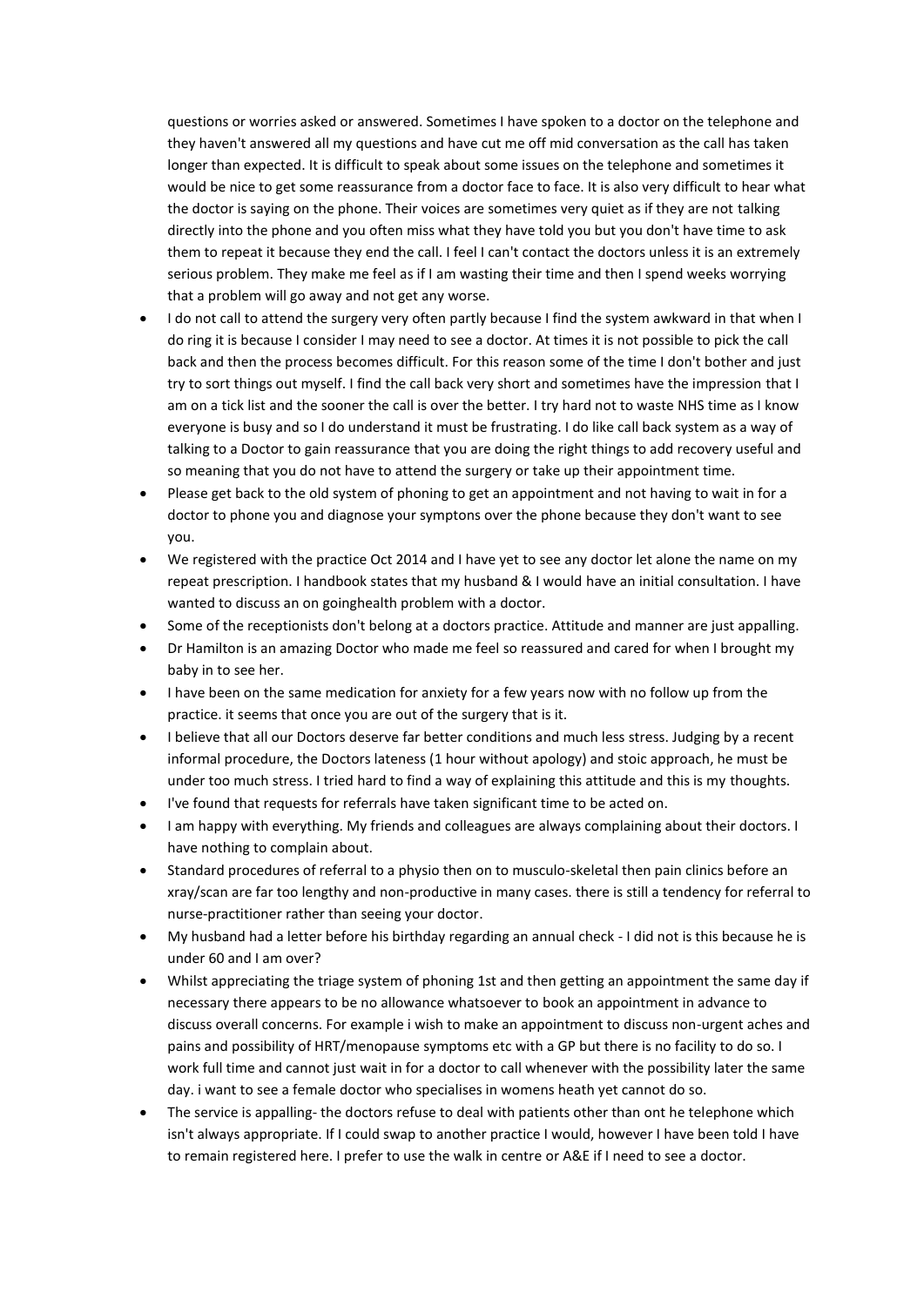questions or worries asked or answered. Sometimes I have spoken to a doctor on the telephone and they haven't answered all my questions and have cut me off mid conversation as the call has taken longer than expected. It is difficult to speak about some issues on the telephone and sometimes it would be nice to get some reassurance from a doctor face to face. It is also very difficult to hear what the doctor is saying on the phone. Their voices are sometimes very quiet as if they are not talking directly into the phone and you often miss what they have told you but you don't have time to ask them to repeat it because they end the call. I feel I can't contact the doctors unless it is an extremely serious problem. They make me feel as if I am wasting their time and then I spend weeks worrying that a problem will go away and not get any worse.

- I do not call to attend the surgery very often partly because I find the system awkward in that when I do ring it is because I consider I may need to see a doctor. At times it is not possible to pick the call back and then the process becomes difficult. For this reason some of the time I don't bother and just try to sort things out myself. I find the call back very short and sometimes have the impression that I am on a tick list and the sooner the call is over the better. I try hard not to waste NHS time as I know everyone is busy and so I do understand it must be frustrating. I do like call back system as a way of talking to a Doctor to gain reassurance that you are doing the right things to add recovery useful and so meaning that you do not have to attend the surgery or take up their appointment time.
- Please get back to the old system of phoning to get an appointment and not having to wait in for a doctor to phone you and diagnose your symptons over the phone because they don't want to see you.
- We registered with the practice Oct 2014 and I have yet to see any doctor let alone the name on my repeat prescription. I handbook states that my husband & I would have an initial consultation. I have wanted to discuss an on goinghealth problem with a doctor.
- Some of the receptionists don't belong at a doctors practice. Attitude and manner are just appalling.
- Dr Hamilton is an amazing Doctor who made me feel so reassured and cared for when I brought my baby in to see her.
- I have been on the same medication for anxiety for a few years now with no follow up from the practice. it seems that once you are out of the surgery that is it.
- I believe that all our Doctors deserve far better conditions and much less stress. Judging by a recent informal procedure, the Doctors lateness (1 hour without apology) and stoic approach, he must be under too much stress. I tried hard to find a way of explaining this attitude and this is my thoughts.
- I've found that requests for referrals have taken significant time to be acted on.
- I am happy with everything. My friends and colleagues are always complaining about their doctors. I have nothing to complain about.
- Standard procedures of referral to a physio then on to musculo-skeletal then pain clinics before an xray/scan are far too lengthy and non-productive in many cases. there is still a tendency for referral to nurse-practitioner rather than seeing your doctor.
- My husband had a letter before his birthday regarding an annual check - I did not is this because he is under 60 and I am over?
- Whilst appreciating the triage system of phoning 1st and then getting an appointment the same day if necessary there appears to be no allowance whatsoever to book an appointment in advance to discuss overall concerns. For example i wish to make an appointment to discuss non-urgent aches and pains and possibility of HRT/menopause symptoms etc with a GP but there is no facility to do so. I work full time and cannot just wait in for a doctor to call whenever with the possibility later the same day. i want to see a female doctor who specialises in womens heath yet cannot do so.
- The service is appalling- the doctors refuse to deal with patients other than ont he telephone which isn't always appropriate. If I could swap to another practice I would, however I have been told I have to remain registered here. I prefer to use the walk in centre or A&E if I need to see a doctor.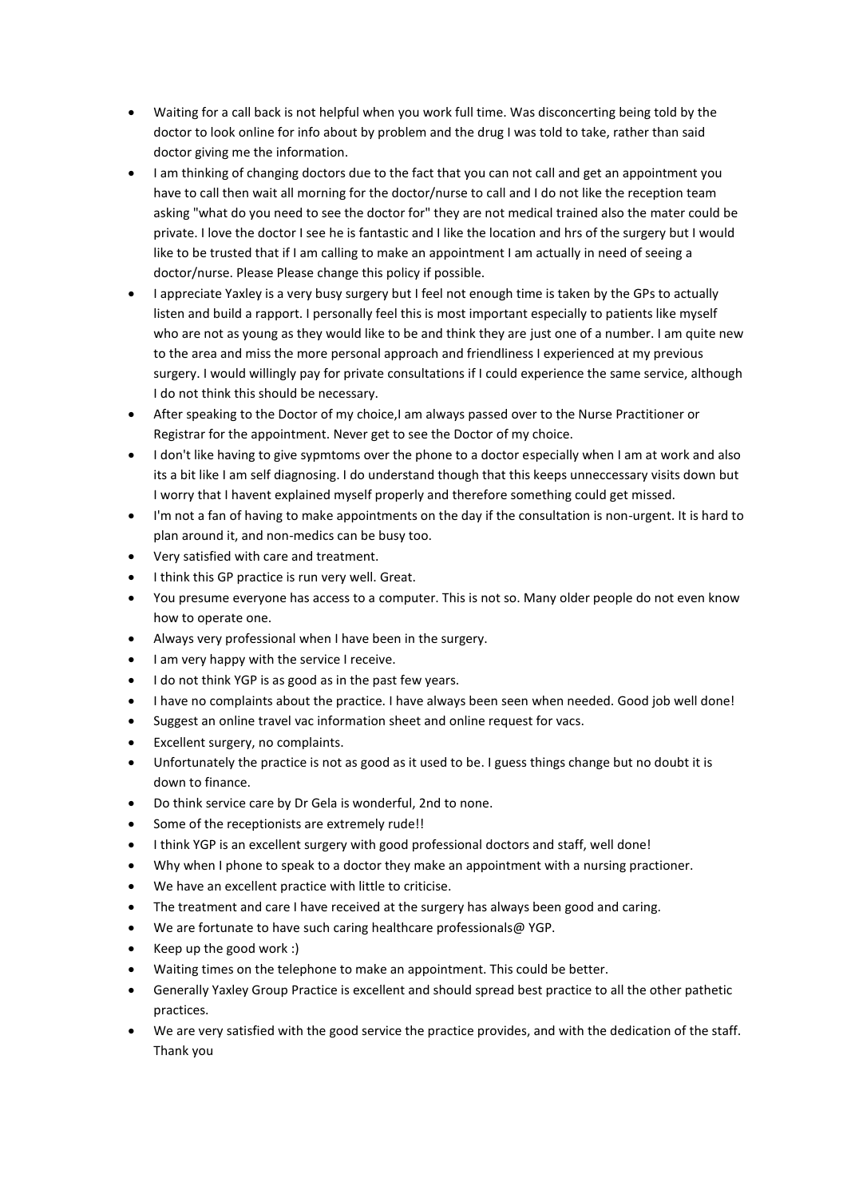- Waiting for a call back is not helpful when you work full time. Was disconcerting being told by the doctor to look online for info about by problem and the drug I was told to take, rather than said doctor giving me the information.
- I am thinking of changing doctors due to the fact that you can not call and get an appointment you have to call then wait all morning for the doctor/nurse to call and I do not like the reception team asking "what do you need to see the doctor for" they are not medical trained also the mater could be private. I love the doctor I see he is fantastic and I like the location and hrs of the surgery but I would like to be trusted that if I am calling to make an appointment I am actually in need of seeing a doctor/nurse. Please Please change this policy if possible.
- I appreciate Yaxley is a very busy surgery but I feel not enough time is taken by the GPs to actually listen and build a rapport. I personally feel this is most important especially to patients like myself who are not as young as they would like to be and think they are just one of a number. I am quite new to the area and miss the more personal approach and friendliness I experienced at my previous surgery. I would willingly pay for private consultations if I could experience the same service, although I do not think this should be necessary.
- After speaking to the Doctor of my choice,I am always passed over to the Nurse Practitioner or Registrar for the appointment. Never get to see the Doctor of my choice.
- I don't like having to give sypmtoms over the phone to a doctor especially when I am at work and also its a bit like I am self diagnosing. I do understand though that this keeps unneccessary visits down but I worry that I havent explained myself properly and therefore something could get missed.
- I'm not a fan of having to make appointments on the day if the consultation is non-urgent. It is hard to plan around it, and non-medics can be busy too.
- Very satisfied with care and treatment.
- I think this GP practice is run very well. Great.
- You presume everyone has access to a computer. This is not so. Many older people do not even know how to operate one.
- Always very professional when I have been in the surgery.
- I am very happy with the service I receive.
- I do not think YGP is as good as in the past few years.
- I have no complaints about the practice. I have always been seen when needed. Good job well done!
- Suggest an online travel vac information sheet and online request for vacs.
- Excellent surgery, no complaints.
- Unfortunately the practice is not as good as it used to be. I guess things change but no doubt it is down to finance.
- Do think service care by Dr Gela is wonderful, 2nd to none.
- Some of the receptionists are extremely rude!!
- I think YGP is an excellent surgery with good professional doctors and staff, well done!
- Why when I phone to speak to a doctor they make an appointment with a nursing practioner.
- We have an excellent practice with little to criticise.
- The treatment and care I have received at the surgery has always been good and caring.
- We are fortunate to have such caring healthcare professionals@ YGP.
- Keep up the good work :)
- Waiting times on the telephone to make an appointment. This could be better.
- Generally Yaxley Group Practice is excellent and should spread best practice to all the other pathetic practices.
- We are very satisfied with the good service the practice provides, and with the dedication of the staff. Thank you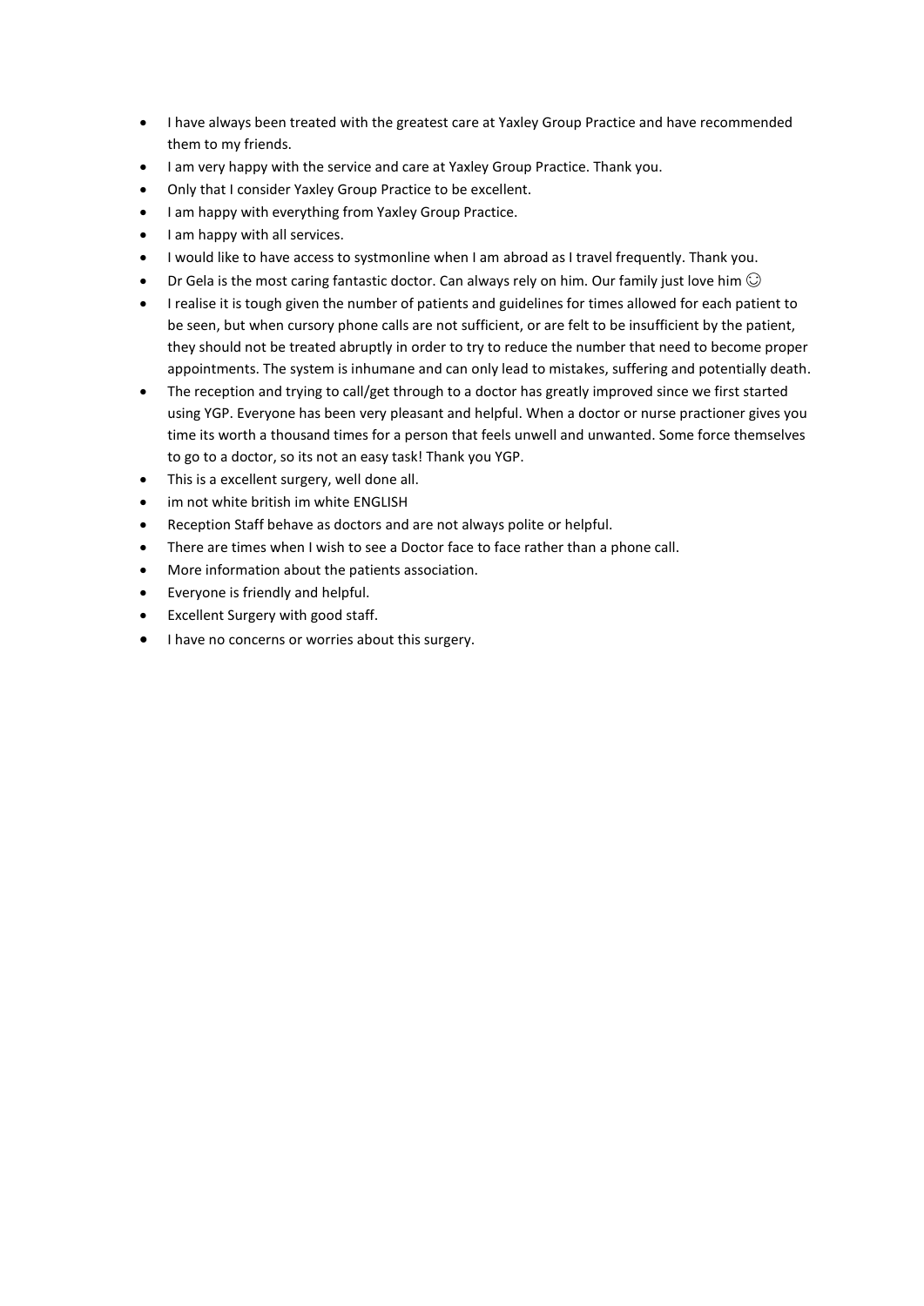- I have always been treated with the greatest care at Yaxley Group Practice and have recommended them to my friends.
- I am very happy with the service and care at Yaxley Group Practice. Thank you.
- Only that I consider Yaxley Group Practice to be excellent.
- I am happy with everything from Yaxley Group Practice.
- I am happy with all services.
- I would like to have access to systmonline when I am abroad as I travel frequently. Thank you.
- Dr Gela is the most caring fantastic doctor. Can always rely on him. Our family just love him ☺
- I realise it is tough given the number of patients and guidelines for times allowed for each patient to be seen, but when cursory phone calls are not sufficient, or are felt to be insufficient by the patient, they should not be treated abruptly in order to try to reduce the number that need to become proper appointments. The system is inhumane and can only lead to mistakes, suffering and potentially death.
- The reception and trying to call/get through to a doctor has greatly improved since we first started using YGP. Everyone has been very pleasant and helpful. When a doctor or nurse practioner gives you time its worth a thousand times for a person that feels unwell and unwanted. Some force themselves to go to a doctor, so its not an easy task! Thank you YGP.
- This is a excellent surgery, well done all.
- im not white british im white ENGLISH
- Reception Staff behave as doctors and are not always polite or helpful.
- There are times when I wish to see a Doctor face to face rather than a phone call.
- More information about the patients association.
- Everyone is friendly and helpful.
- Excellent Surgery with good staff.
- I have no concerns or worries about this surgery.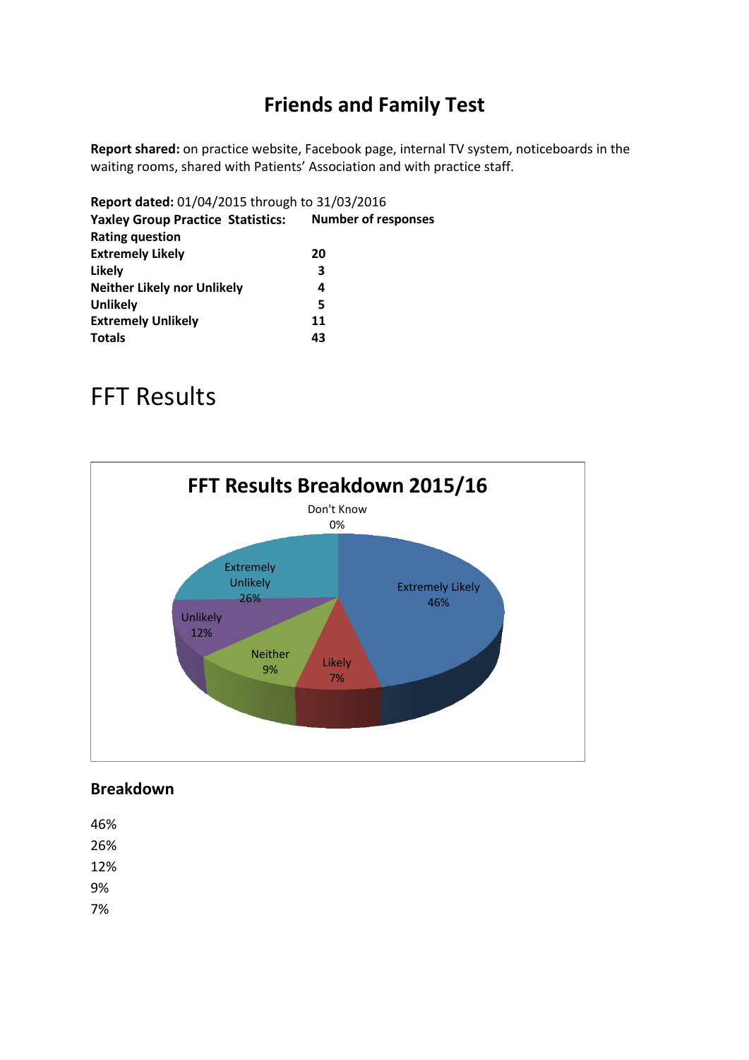# Friends and Family Test

**Report shared:** on practice website, Facebook page, internal TV system, noticeboards in the waiting rooms, shared with Patients' Association and with practice staff.

**Report dated:** 01/04/2015 through to 31/03/2016

| Yaxley Group Practice Statistics: | Number of responses |
|---|---|
| **Rating question** | |
| **Extremely Likely** | **20** |
| **Likely** | **3** |
| **Neither Likely nor Unlikely** | **4** |
| **Unlikely** | **5** |
| **Extremely Unlikely** | **11** |
| **Totals** | **43** |

# FFT Results

**FFT Results Breakdown 2015/16**

Don't Know 0%

Extremely Likely 46%

Likely 7%

Neither 9%

Unlikely 12%

Extremely Unlikely 26%

## Breakdown

46%

26%

12%

9%

7%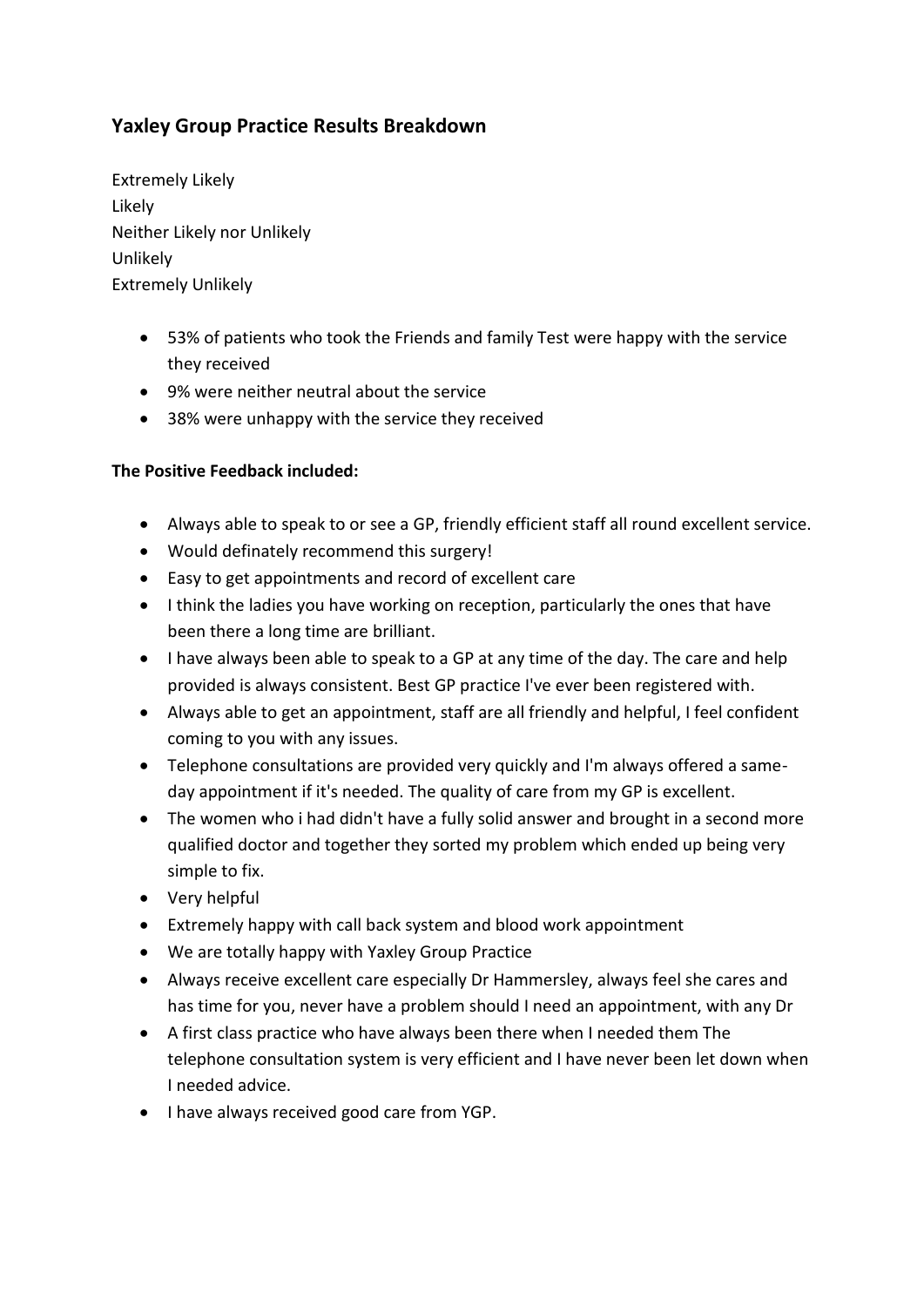## Yaxley Group Practice Results Breakdown

Extremely Likely
Likely
Neither Likely nor Unlikely
Unlikely
Extremely Unlikely

- 53% of patients who took the Friends and family Test were happy with the service they received
- 9% were neither neutral about the service
- 38% were unhappy with the service they received

**The Positive Feedback included:**

- Always able to speak to or see a GP, friendly efficient staff all round excellent service.
- Would definately recommend this surgery!
- Easy to get appointments and record of excellent care
- I think the ladies you have working on reception, particularly the ones that have been there a long time are brilliant.
- I have always been able to speak to a GP at any time of the day. The care and help provided is always consistent. Best GP practice I've ever been registered with.
- Always able to get an appointment, staff are all friendly and helpful, I feel confident coming to you with any issues.
- Telephone consultations are provided very quickly and I'm always offered a same-day appointment if it's needed. The quality of care from my GP is excellent.
- The women who i had didn't have a fully solid answer and brought in a second more qualified doctor and together they sorted my problem which ended up being very simple to fix.
- Very helpful
- Extremely happy with call back system and blood work appointment
- We are totally happy with Yaxley Group Practice
- Always receive excellent care especially Dr Hammersley, always feel she cares and has time for you, never have a problem should I need an appointment, with any Dr
- A first class practice who have always been there when I needed them The telephone consultation system is very efficient and I have never been let down when I needed advice.
- I have always received good care from YGP.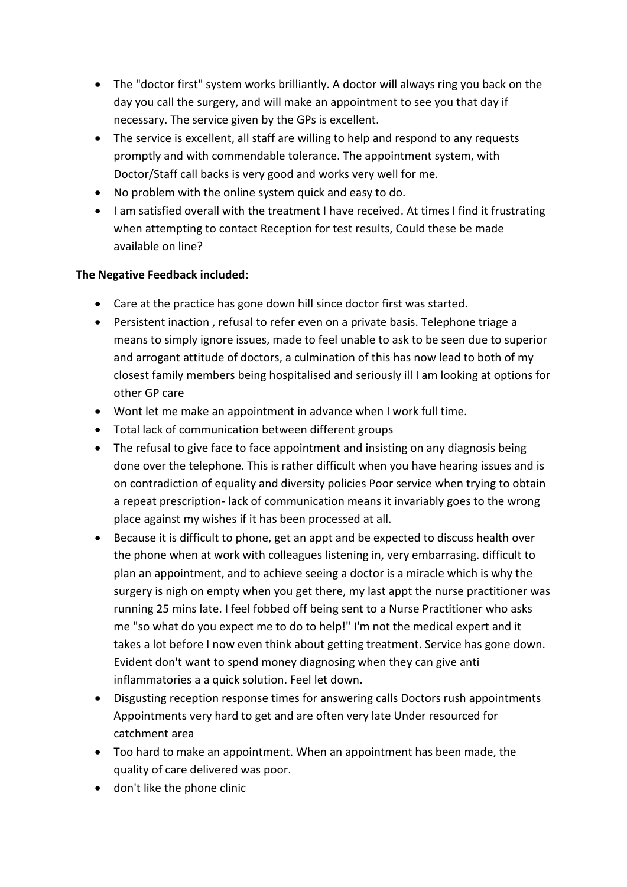- The "doctor first" system works brilliantly. A doctor will always ring you back on the day you call the surgery, and will make an appointment to see you that day if necessary. The service given by the GPs is excellent.
- The service is excellent, all staff are willing to help and respond to any requests promptly and with commendable tolerance. The appointment system, with Doctor/Staff call backs is very good and works very well for me.
- No problem with the online system quick and easy to do.
- I am satisfied overall with the treatment I have received. At times I find it frustrating when attempting to contact Reception for test results, Could these be made available on line?

**The Negative Feedback included:**

- Care at the practice has gone down hill since doctor first was started.
- Persistent inaction , refusal to refer even on a private basis. Telephone triage a means to simply ignore issues, made to feel unable to ask to be seen due to superior and arrogant attitude of doctors, a culmination of this has now lead to both of my closest family members being hospitalised and seriously ill I am looking at options for other GP care
- Wont let me make an appointment in advance when I work full time.
- Total lack of communication between different groups
- The refusal to give face to face appointment and insisting on any diagnosis being done over the telephone. This is rather difficult when you have hearing issues and is on contradiction of equality and diversity policies Poor service when trying to obtain a repeat prescription- lack of communication means it invariably goes to the wrong place against my wishes if it has been processed at all.
- Because it is difficult to phone, get an appt and be expected to discuss health over the phone when at work with colleagues listening in, very embarrasing. difficult to plan an appointment, and to achieve seeing a doctor is a miracle which is why the surgery is nigh on empty when you get there, my last appt the nurse practitioner was running 25 mins late. I feel fobbed off being sent to a Nurse Practitioner who asks me "so what do you expect me to do to help!" I'm not the medical expert and it takes a lot before I now even think about getting treatment. Service has gone down. Evident don't want to spend money diagnosing when they can give anti inflammatories a a quick solution. Feel let down.
- Disgusting reception response times for answering calls Doctors rush appointments Appointments very hard to get and are often very late Under resourced for catchment area
- Too hard to make an appointment. When an appointment has been made, the quality of care delivered was poor.
- don't like the phone clinic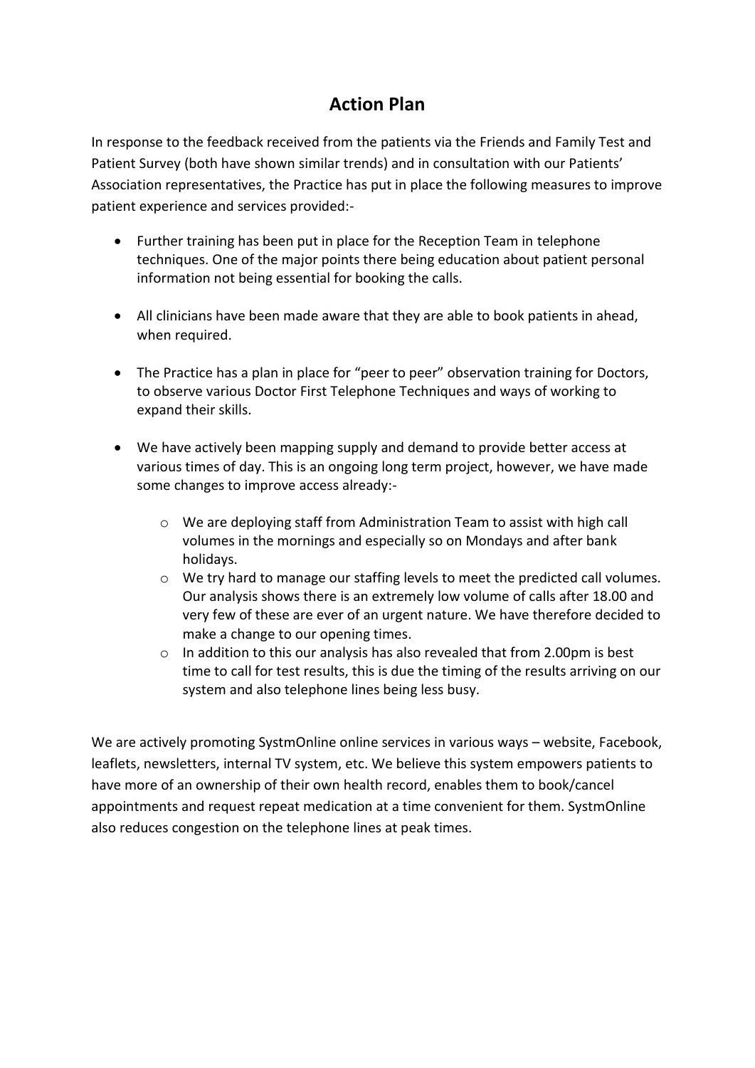# Action Plan

In response to the feedback received from the patients via the Friends and Family Test and Patient Survey (both have shown similar trends) and in consultation with our Patients' Association representatives, the Practice has put in place the following measures to improve patient experience and services provided:-

- Further training has been put in place for the Reception Team in telephone techniques. One of the major points there being education about patient personal information not being essential for booking the calls.

- All clinicians have been made aware that they are able to book patients in ahead, when required.

- The Practice has a plan in place for "peer to peer" observation training for Doctors, to observe various Doctor First Telephone Techniques and ways of working to expand their skills.

- We have actively been mapping supply and demand to provide better access at various times of day. This is an ongoing long term project, however, we have made some changes to improve access already:-

    - We are deploying staff from Administration Team to assist with high call volumes in the mornings and especially so on Mondays and after bank holidays.
    - We try hard to manage our staffing levels to meet the predicted call volumes. Our analysis shows there is an extremely low volume of calls after 18.00 and very few of these are ever of an urgent nature. We have therefore decided to make a change to our opening times.
    - In addition to this our analysis has also revealed that from 2.00pm is best time to call for test results, this is due the timing of the results arriving on our system and also telephone lines being less busy.

We are actively promoting SystmOnline online services in various ways – website, Facebook, leaflets, newsletters, internal TV system, etc. We believe this system empowers patients to have more of an ownership of their own health record, enables them to book/cancel appointments and request repeat medication at a time convenient for them. SystmOnline also reduces congestion on the telephone lines at peak times.